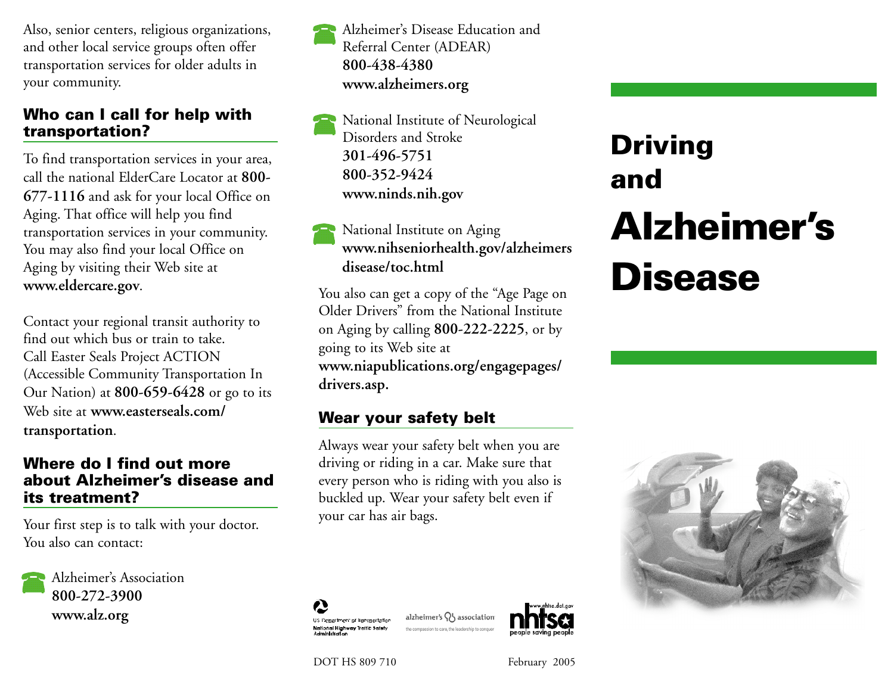Also, senior centers, religious organizations, and other local service groups often offer transportation services for older adults in your community.

## Who can I call for help with transportation?

To find transportation services in your area, call the national ElderCare Locator at **800-677-1116** and ask for your local Office on Aging. That office will help you find transportation services in your community. You may also find your local Office on Aging by visiting their Web site at **www.eldercare.gov**.

Contact your regional transit authority to find out which bus or train to take. Call Easter Seals Project ACTION (Accessible Community Transportation In Our Nation) at **800-659-6428** or go to its Web site at **www.easterseals.com/transportation**.

## Where do I find out more about Alzheimer's disease and its treatment?

Your first step is to talk with your doctor. You also can contact:

Alzheimer's Association
**800-272-3900**
**www.alz.org**

Alzheimer's Disease Education and Referral Center (ADEAR)
**800-438-4380**
**www.alzheimers.org**

National Institute of Neurological Disorders and Stroke
**301-496-5751**
**800-352-9424**
**www.ninds.nih.gov**

National Institute on Aging
**www.nihseniorhealth.gov/alzheimersdisease/toc.html**

You also can get a copy of the "Age Page on Older Drivers" from the National Institute on Aging by calling **800-222-2225**, or by going to its Web site at **www.niapublications.org/engagepages/drivers.asp.**

## Wear your safety belt

Always wear your safety belt when you are driving or riding in a car. Make sure that every person who is riding with you also is buckled up. Wear your safety belt even if your car has air bags.

US Department of Transportation
National Highway Traffic Safety Administration

alzheimer's association
the compassion to care, the leadership to conquer

www.nhtsa.dot.gov
nhtsa
people saving people

DOT HS 809 710

February 2005

# Driving and Alzheimer's Disease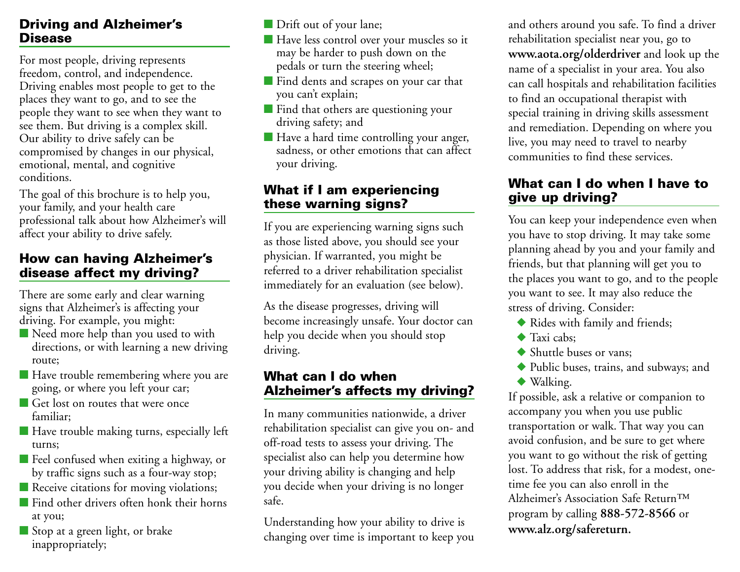## Driving and Alzheimer's Disease

For most people, driving represents freedom, control, and independence. Driving enables most people to get to the places they want to go, and to see the people they want to see when they want to see them. But driving is a complex skill. Our ability to drive safely can be compromised by changes in our physical, emotional, mental, and cognitive conditions.

The goal of this brochure is to help you, your family, and your health care professional talk about how Alzheimer's will affect your ability to drive safely.

## How can having Alzheimer's disease affect my driving?

There are some early and clear warning signs that Alzheimer's is affecting your driving. For example, you might:

- Need more help than you used to with directions, or with learning a new driving route;
- Have trouble remembering where you are going, or where you left your car;
- Get lost on routes that were once familiar;
- Have trouble making turns, especially left turns;
- Feel confused when exiting a highway, or by traffic signs such as a four-way stop;
- Receive citations for moving violations;
- Find other drivers often honk their horns at you;
- Stop at a green light, or brake inappropriately;
- Drift out of your lane;
- Have less control over your muscles so it may be harder to push down on the pedals or turn the steering wheel;
- Find dents and scrapes on your car that you can't explain;
- Find that others are questioning your driving safety; and
- Have a hard time controlling your anger, sadness, or other emotions that can affect your driving.

## What if I am experiencing these warning signs?

If you are experiencing warning signs such as those listed above, you should see your physician. If warranted, you might be referred to a driver rehabilitation specialist immediately for an evaluation (see below).

As the disease progresses, driving will become increasingly unsafe. Your doctor can help you decide when you should stop driving.

## What can I do when Alzheimer's affects my driving?

In many communities nationwide, a driver rehabilitation specialist can give you on- and off-road tests to assess your driving. The specialist also can help you determine how your driving ability is changing and help you decide when your driving is no longer safe.

Understanding how your ability to drive is changing over time is important to keep you and others around you safe. To find a driver rehabilitation specialist near you, go to **www.aota.org/olderdriver** and look up the name of a specialist in your area. You also can call hospitals and rehabilitation facilities to find an occupational therapist with special training in driving skills assessment and remediation. Depending on where you live, you may need to travel to nearby communities to find these services.

## What can I do when I have to give up driving?

You can keep your independence even when you have to stop driving. It may take some planning ahead by you and your family and friends, but that planning will get you to the places you want to go, and to the people you want to see. It may also reduce the stress of driving. Consider:

- Rides with family and friends;
- Taxi cabs;
- Shuttle buses or vans;
- Public buses, trains, and subways; and
- Walking.

If possible, ask a relative or companion to accompany you when you use public transportation or walk. That way you can avoid confusion, and be sure to get where you want to go without the risk of getting lost. To address that risk, for a modest, one-time fee you can also enroll in the Alzheimer's Association Safe Return™ program by calling **888-572-8566** or **www.alz.org/safereturn.**